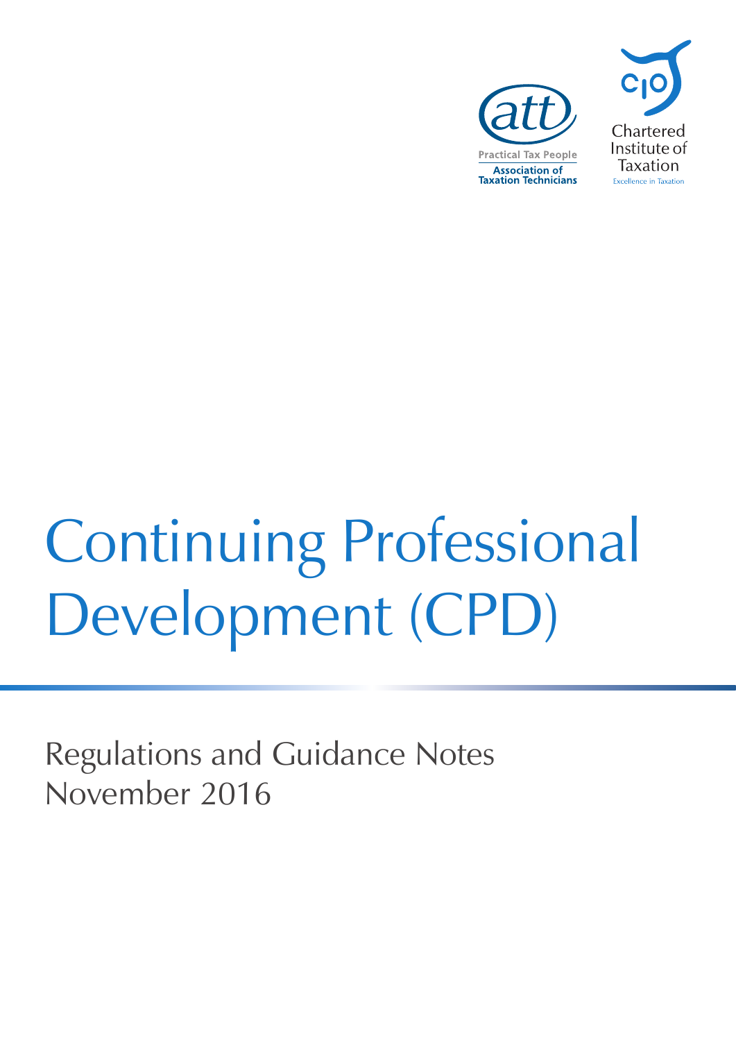att

Practical Tax People

Association of Taxation Technicians

CIOT

Chartered Institute of Taxation

Excellence in Taxation

# Continuing Professional Development (CPD)

## Regulations and Guidance Notes
November 2016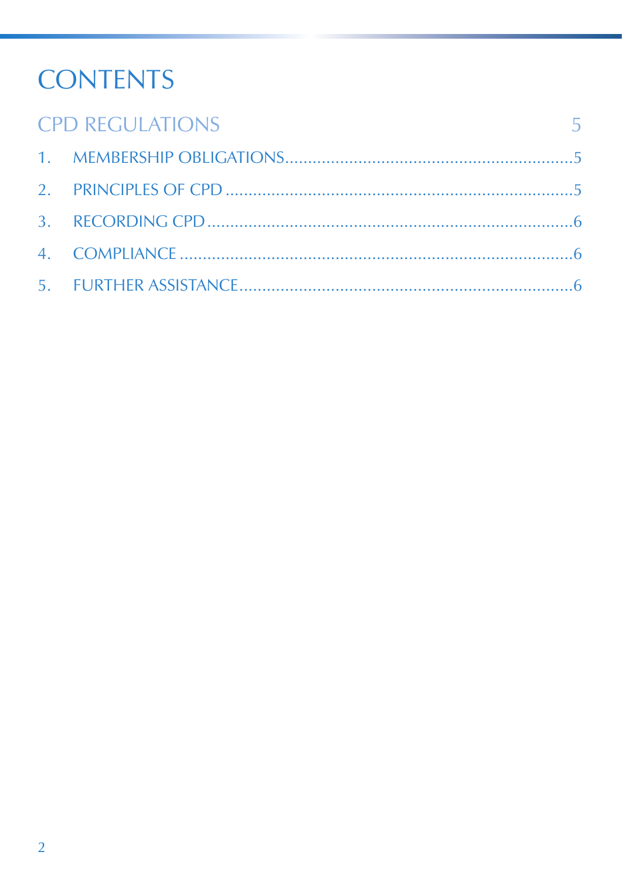# CONTENTS

CPD REGULATIONS 5

1. MEMBERSHIP OBLIGATIONS ....... 5
2. PRINCIPLES OF CPD ....... 5
3. RECORDING CPD ....... 6
4. COMPLIANCE ....... 6
5. FURTHER ASSISTANCE ....... 6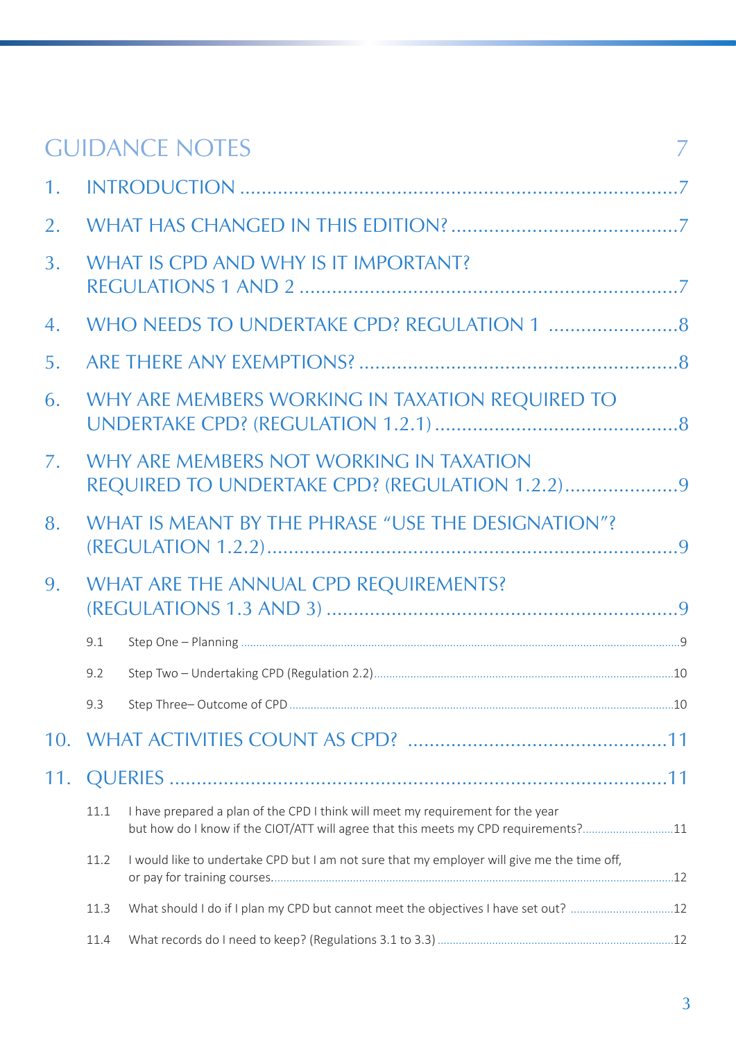# GUIDANCE NOTES 7

1. INTRODUCTION ....................................................................................7
2. WHAT HAS CHANGED IN THIS EDITION? ..........................................7
3. WHAT IS CPD AND WHY IS IT IMPORTANT? REGULATIONS 1 AND 2 ......................................................................7
4. WHO NEEDS TO UNDERTAKE CPD? REGULATION 1 ........................8
5. ARE THERE ANY EXEMPTIONS? ..........................................................8
6. WHY ARE MEMBERS WORKING IN TAXATION REQUIRED TO UNDERTAKE CPD? (REGULATION 1.2.1) .............................................8
7. WHY ARE MEMBERS NOT WORKING IN TAXATION REQUIRED TO UNDERTAKE CPD? (REGULATION 1.2.2).....................9
8. WHAT IS MEANT BY THE PHRASE "USE THE DESIGNATION"? (REGULATION 1.2.2)..............................................................................9
9. WHAT ARE THE ANNUAL CPD REQUIREMENTS? (REGULATIONS 1.3 AND 3) .................................................................9
   - 9.1 Step One – Planning ......9
   - 9.2 Step Two – Undertaking CPD (Regulation 2.2)......10
   - 9.3 Step Three– Outcome of CPD ......10
10. WHAT ACTIVITIES COUNT AS CPD? ...............................................11
11. QUERIES .............................................................................................11
    - 11.1 I have prepared a plan of the CPD I think will meet my requirement for the year but how do I know if the CIOT/ATT will agree that this meets my CPD requirements?......11
    - 11.2 I would like to undertake CPD but I am not sure that my employer will give me the time off, or pay for training courses......12
    - 11.3 What should I do if I plan my CPD but cannot meet the objectives I have set out? ......12
    - 11.4 What records do I need to keep? (Regulations 3.1 to 3.3) ......12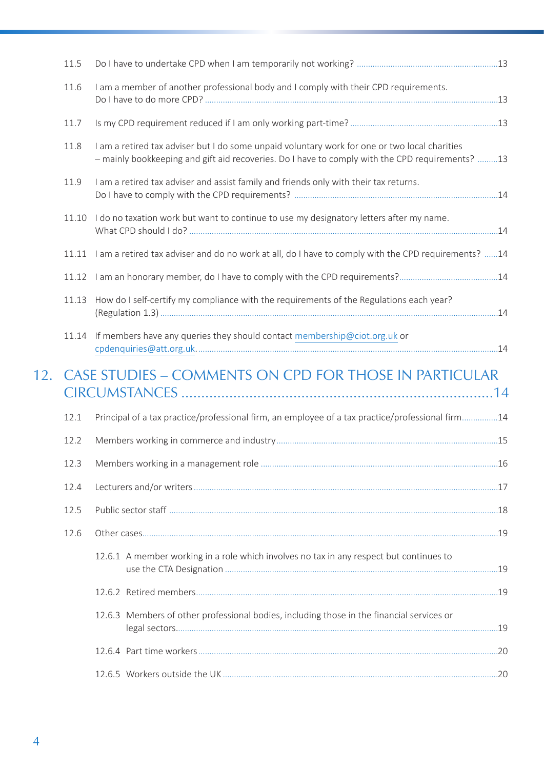11.5 Do I have to undertake CPD when I am temporarily not working? .....13

11.6 I am a member of another professional body and I comply with their CPD requirements. Do I have to do more CPD? .....13

11.7 Is my CPD requirement reduced if I am only working part-time? .....13

11.8 I am a retired tax adviser but I do some unpaid voluntary work for one or two local charities – mainly bookkeeping and gift aid recoveries. Do I have to comply with the CPD requirements? .....13

11.9 I am a retired tax adviser and assist family and friends only with their tax returns. Do I have to comply with the CPD requirements? .....14

11.10 I do no taxation work but want to continue to use my designatory letters after my name. What CPD should I do? .....14

11.11 I am a retired tax adviser and do no work at all, do I have to comply with the CPD requirements? .....14

11.12 I am an honorary member, do I have to comply with the CPD requirements? .....14

11.13 How do I self-certify my compliance with the requirements of the Regulations each year? (Regulation 1.3) .....14

11.14 If members have any queries they should contact membership@ciot.org.uk or cpdenquiries@att.org.uk. .....14

## 12. CASE STUDIES – COMMENTS ON CPD FOR THOSE IN PARTICULAR CIRCUMSTANCES .....14

12.1 Principal of a tax practice/professional firm, an employee of a tax practice/professional firm .....14

12.2 Members working in commerce and industry .....15

12.3 Members working in a management role .....16

12.4 Lecturers and/or writers .....17

12.5 Public sector staff .....18

12.6 Other cases .....19

- 12.6.1 A member working in a role which involves no tax in any respect but continues to use the CTA Designation .....19
- 12.6.2 Retired members .....19
- 12.6.3 Members of other professional bodies, including those in the financial services or legal sectors .....19
- 12.6.4 Part time workers .....20
- 12.6.5 Workers outside the UK .....20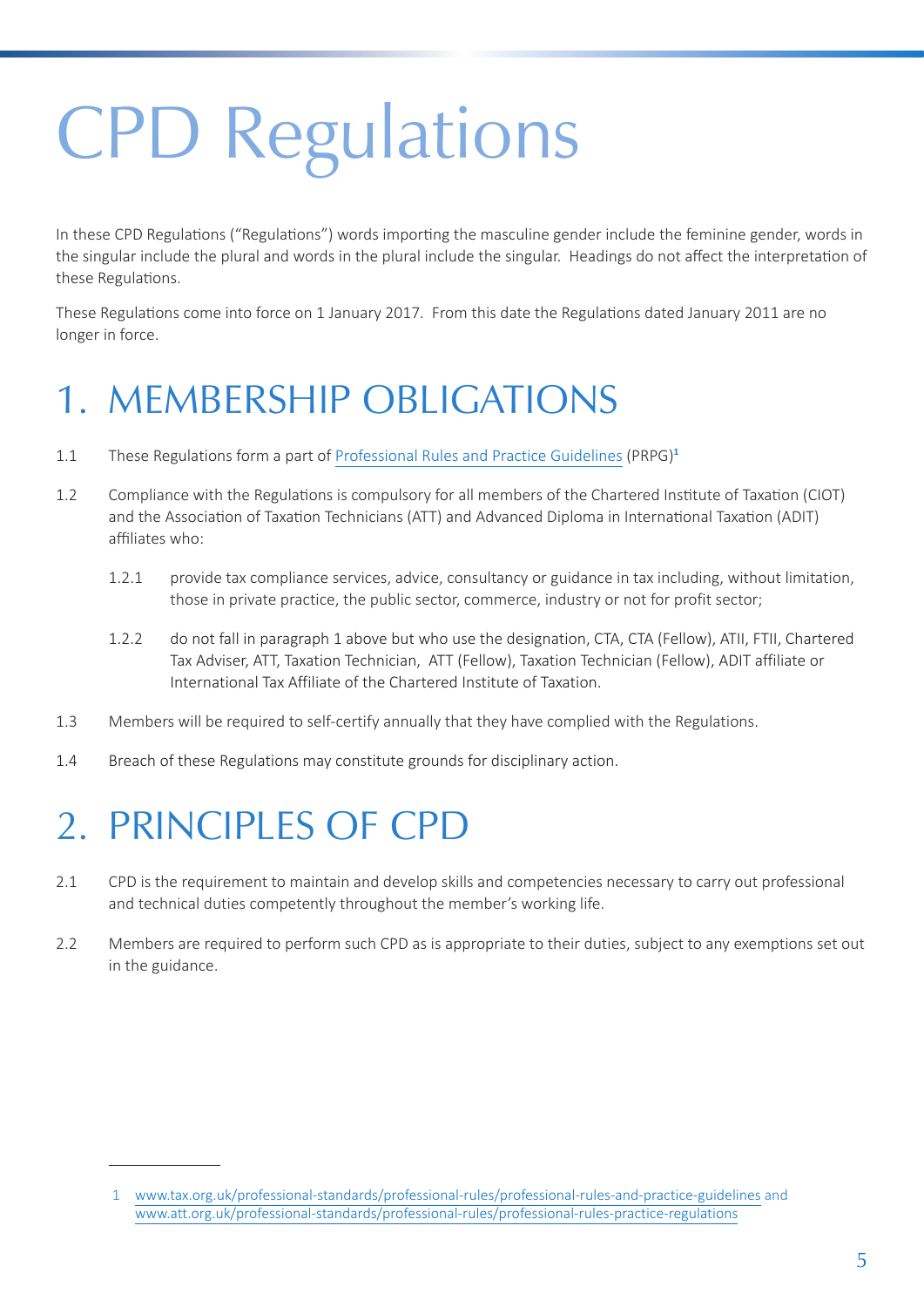# CPD Regulations

In these CPD Regulations ("Regulations") words importing the masculine gender include the feminine gender, words in the singular include the plural and words in the plural include the singular. Headings do not affect the interpretation of these Regulations.

These Regulations come into force on 1 January 2017. From this date the Regulations dated January 2011 are no longer in force.

## 1. MEMBERSHIP OBLIGATIONS

1.1 These Regulations form a part of Professional Rules and Practice Guidelines (PRPG)[1]

1.2 Compliance with the Regulations is compulsory for all members of the Chartered Institute of Taxation (CIOT) and the Association of Taxation Technicians (ATT) and Advanced Diploma in International Taxation (ADIT) affiliates who:

   1.2.1 provide tax compliance services, advice, consultancy or guidance in tax including, without limitation, those in private practice, the public sector, commerce, industry or not for profit sector;

   1.2.2 do not fall in paragraph 1 above but who use the designation, CTA, CTA (Fellow), ATII, FTII, Chartered Tax Adviser, ATT, Taxation Technician, ATT (Fellow), Taxation Technician (Fellow), ADIT affiliate or International Tax Affiliate of the Chartered Institute of Taxation.

1.3 Members will be required to self-certify annually that they have complied with the Regulations.

1.4 Breach of these Regulations may constitute grounds for disciplinary action.

## 2. PRINCIPLES OF CPD

2.1 CPD is the requirement to maintain and develop skills and competencies necessary to carry out professional and technical duties competently throughout the member's working life.

2.2 Members are required to perform such CPD as is appropriate to their duties, subject to any exemptions set out in the guidance.

---

1 www.tax.org.uk/professional-standards/professional-rules/professional-rules-and-practice-guidelines and www.att.org.uk/professional-standards/professional-rules/professional-rules-practice-regulations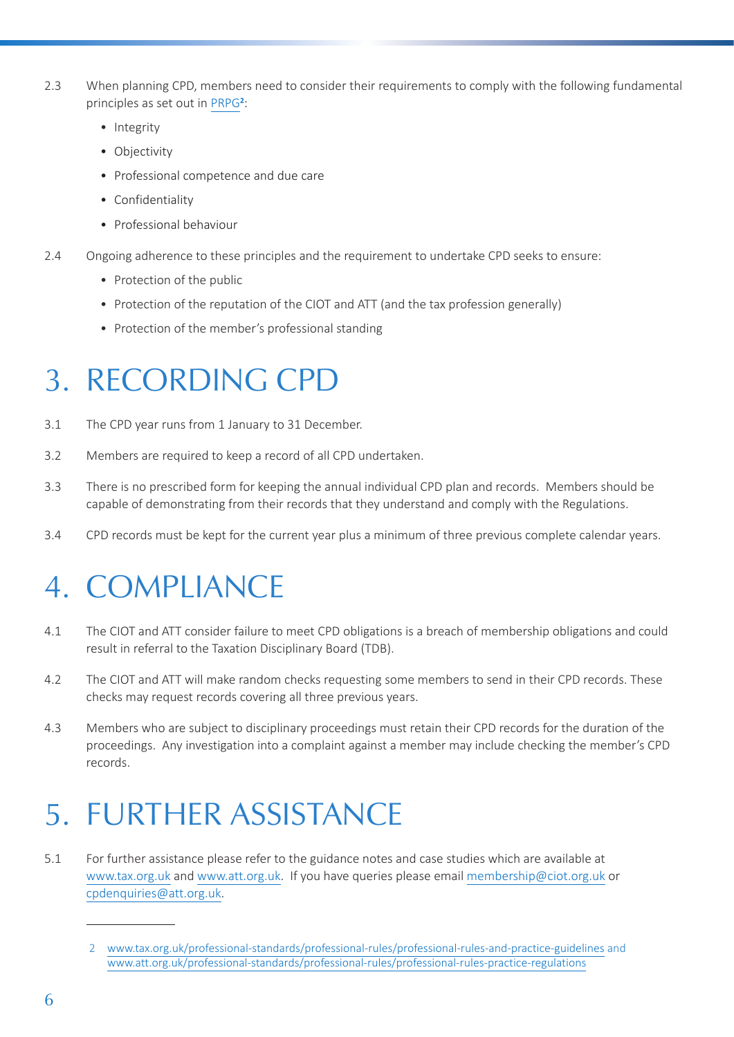2.3 When planning CPD, members need to consider their requirements to comply with the following fundamental principles as set out in PRPG[2]:

- Integrity
- Objectivity
- Professional competence and due care
- Confidentiality
- Professional behaviour

2.4 Ongoing adherence to these principles and the requirement to undertake CPD seeks to ensure:

- Protection of the public
- Protection of the reputation of the CIOT and ATT (and the tax profession generally)
- Protection of the member's professional standing

# 3. RECORDING CPD

3.1 The CPD year runs from 1 January to 31 December.

3.2 Members are required to keep a record of all CPD undertaken.

3.3 There is no prescribed form for keeping the annual individual CPD plan and records. Members should be capable of demonstrating from their records that they understand and comply with the Regulations.

3.4 CPD records must be kept for the current year plus a minimum of three previous complete calendar years.

# 4. COMPLIANCE

4.1 The CIOT and ATT consider failure to meet CPD obligations is a breach of membership obligations and could result in referral to the Taxation Disciplinary Board (TDB).

4.2 The CIOT and ATT will make random checks requesting some members to send in their CPD records. These checks may request records covering all three previous years.

4.3 Members who are subject to disciplinary proceedings must retain their CPD records for the duration of the proceedings. Any investigation into a complaint against a member may include checking the member's CPD records.

# 5. FURTHER ASSISTANCE

5.1 For further assistance please refer to the guidance notes and case studies which are available at www.tax.org.uk and www.att.org.uk. If you have queries please email membership@ciot.org.uk or cpdenquiries@att.org.uk.

---

2 www.tax.org.uk/professional-standards/professional-rules/professional-rules-and-practice-guidelines and www.att.org.uk/professional-standards/professional-rules/professional-rules-practice-regulations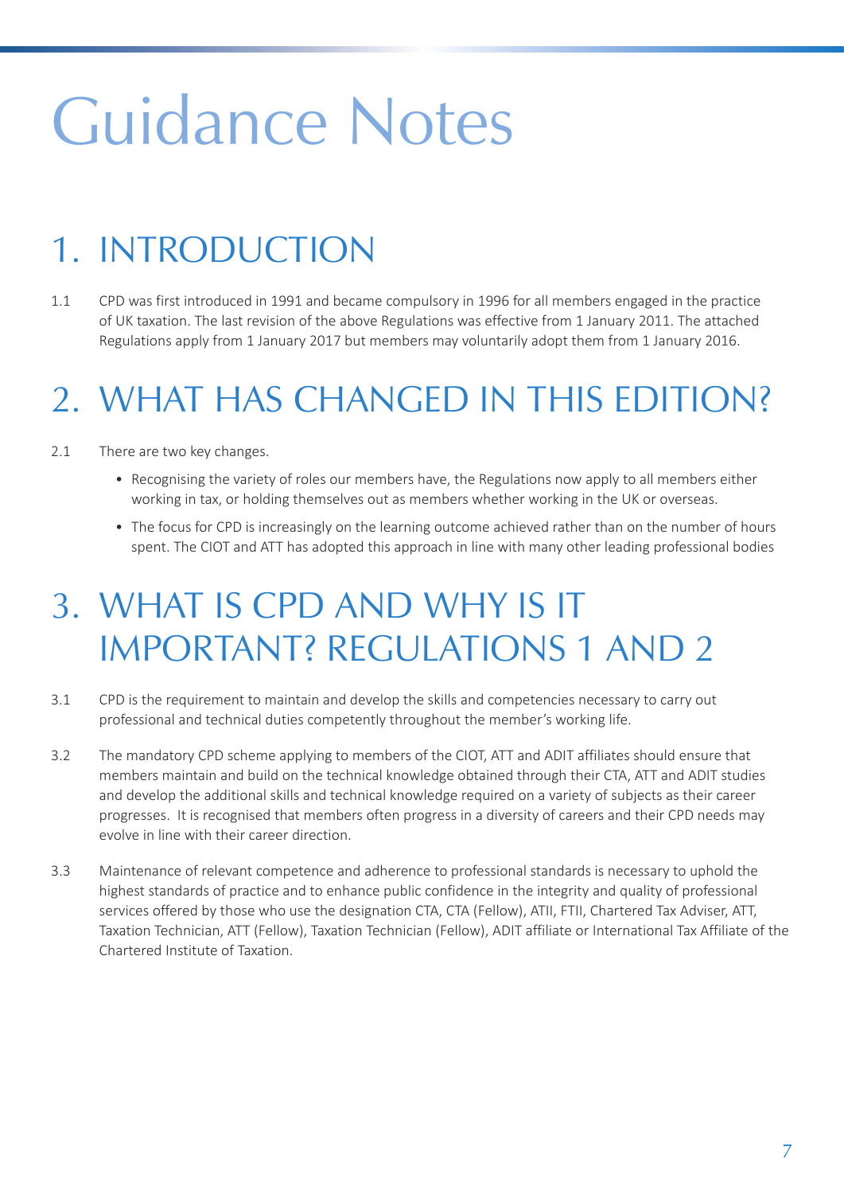# Guidance Notes

## 1. INTRODUCTION

1.1 CPD was first introduced in 1991 and became compulsory in 1996 for all members engaged in the practice of UK taxation. The last revision of the above Regulations was effective from 1 January 2011. The attached Regulations apply from 1 January 2017 but members may voluntarily adopt them from 1 January 2016.

## 2. WHAT HAS CHANGED IN THIS EDITION?

2.1 There are two key changes.

- Recognising the variety of roles our members have, the Regulations now apply to all members either working in tax, or holding themselves out as members whether working in the UK or overseas.
- The focus for CPD is increasingly on the learning outcome achieved rather than on the number of hours spent. The CIOT and ATT has adopted this approach in line with many other leading professional bodies

## 3. WHAT IS CPD AND WHY IS IT IMPORTANT? REGULATIONS 1 AND 2

3.1 CPD is the requirement to maintain and develop the skills and competencies necessary to carry out professional and technical duties competently throughout the member's working life.

3.2 The mandatory CPD scheme applying to members of the CIOT, ATT and ADIT affiliates should ensure that members maintain and build on the technical knowledge obtained through their CTA, ATT and ADIT studies and develop the additional skills and technical knowledge required on a variety of subjects as their career progresses. It is recognised that members often progress in a diversity of careers and their CPD needs may evolve in line with their career direction.

3.3 Maintenance of relevant competence and adherence to professional standards is necessary to uphold the highest standards of practice and to enhance public confidence in the integrity and quality of professional services offered by those who use the designation CTA, CTA (Fellow), ATII, FTII, Chartered Tax Adviser, ATT, Taxation Technician, ATT (Fellow), Taxation Technician (Fellow), ADIT affiliate or International Tax Affiliate of the Chartered Institute of Taxation.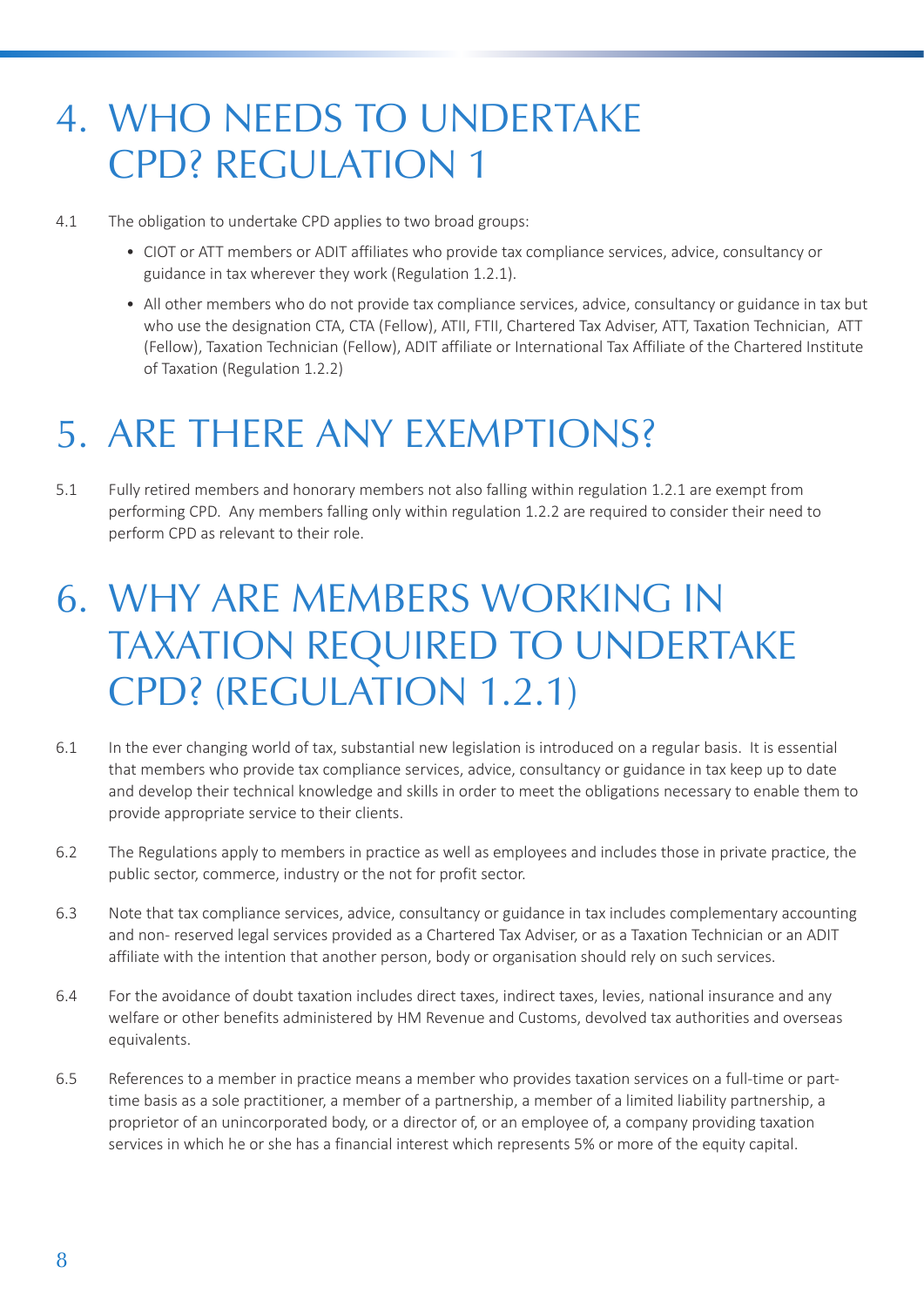# 4. WHO NEEDS TO UNDERTAKE CPD? REGULATION 1

4.1 The obligation to undertake CPD applies to two broad groups:

- CIOT or ATT members or ADIT affiliates who provide tax compliance services, advice, consultancy or guidance in tax wherever they work (Regulation 1.2.1).
- All other members who do not provide tax compliance services, advice, consultancy or guidance in tax but who use the designation CTA, CTA (Fellow), ATII, FTII, Chartered Tax Adviser, ATT, Taxation Technician, ATT (Fellow), Taxation Technician (Fellow), ADIT affiliate or International Tax Affiliate of the Chartered Institute of Taxation (Regulation 1.2.2)

# 5. ARE THERE ANY EXEMPTIONS?

5.1 Fully retired members and honorary members not also falling within regulation 1.2.1 are exempt from performing CPD. Any members falling only within regulation 1.2.2 are required to consider their need to perform CPD as relevant to their role.

# 6. WHY ARE MEMBERS WORKING IN TAXATION REQUIRED TO UNDERTAKE CPD? (REGULATION 1.2.1)

6.1 In the ever changing world of tax, substantial new legislation is introduced on a regular basis. It is essential that members who provide tax compliance services, advice, consultancy or guidance in tax keep up to date and develop their technical knowledge and skills in order to meet the obligations necessary to enable them to provide appropriate service to their clients.

6.2 The Regulations apply to members in practice as well as employees and includes those in private practice, the public sector, commerce, industry or the not for profit sector.

6.3 Note that tax compliance services, advice, consultancy or guidance in tax includes complementary accounting and non- reserved legal services provided as a Chartered Tax Adviser, or as a Taxation Technician or an ADIT affiliate with the intention that another person, body or organisation should rely on such services.

6.4 For the avoidance of doubt taxation includes direct taxes, indirect taxes, levies, national insurance and any welfare or other benefits administered by HM Revenue and Customs, devolved tax authorities and overseas equivalents.

6.5 References to a member in practice means a member who provides taxation services on a full-time or part-time basis as a sole practitioner, a member of a partnership, a member of a limited liability partnership, a proprietor of an unincorporated body, or a director of, or an employee of, a company providing taxation services in which he or she has a financial interest which represents 5% or more of the equity capital.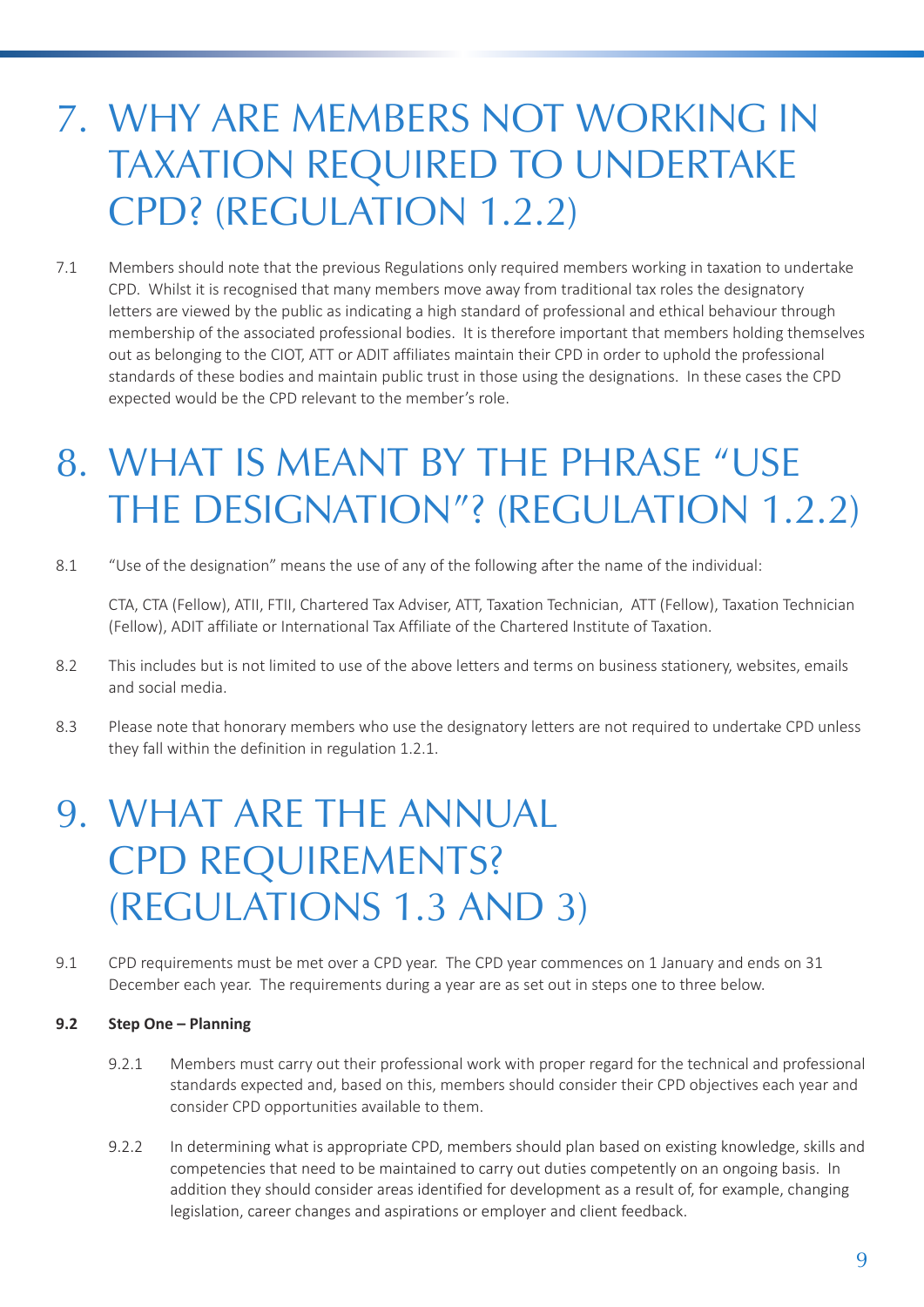# 7. WHY ARE MEMBERS NOT WORKING IN TAXATION REQUIRED TO UNDERTAKE CPD? (REGULATION 1.2.2)

7.1 Members should note that the previous Regulations only required members working in taxation to undertake CPD. Whilst it is recognised that many members move away from traditional tax roles the designatory letters are viewed by the public as indicating a high standard of professional and ethical behaviour through membership of the associated professional bodies. It is therefore important that members holding themselves out as belonging to the CIOT, ATT or ADIT affiliates maintain their CPD in order to uphold the professional standards of these bodies and maintain public trust in those using the designations. In these cases the CPD expected would be the CPD relevant to the member's role.

# 8. WHAT IS MEANT BY THE PHRASE "USE THE DESIGNATION"? (REGULATION 1.2.2)

8.1 "Use of the designation" means the use of any of the following after the name of the individual:

CTA, CTA (Fellow), ATII, FTII, Chartered Tax Adviser, ATT, Taxation Technician, ATT (Fellow), Taxation Technician (Fellow), ADIT affiliate or International Tax Affiliate of the Chartered Institute of Taxation.

8.2 This includes but is not limited to use of the above letters and terms on business stationery, websites, emails and social media.

8.3 Please note that honorary members who use the designatory letters are not required to undertake CPD unless they fall within the definition in regulation 1.2.1.

# 9. WHAT ARE THE ANNUAL CPD REQUIREMENTS? (REGULATIONS 1.3 AND 3)

9.1 CPD requirements must be met over a CPD year. The CPD year commences on 1 January and ends on 31 December each year. The requirements during a year are as set out in steps one to three below.

**9.2 Step One – Planning**

9.2.1 Members must carry out their professional work with proper regard for the technical and professional standards expected and, based on this, members should consider their CPD objectives each year and consider CPD opportunities available to them.

9.2.2 In determining what is appropriate CPD, members should plan based on existing knowledge, skills and competencies that need to be maintained to carry out duties competently on an ongoing basis. In addition they should consider areas identified for development as a result of, for example, changing legislation, career changes and aspirations or employer and client feedback.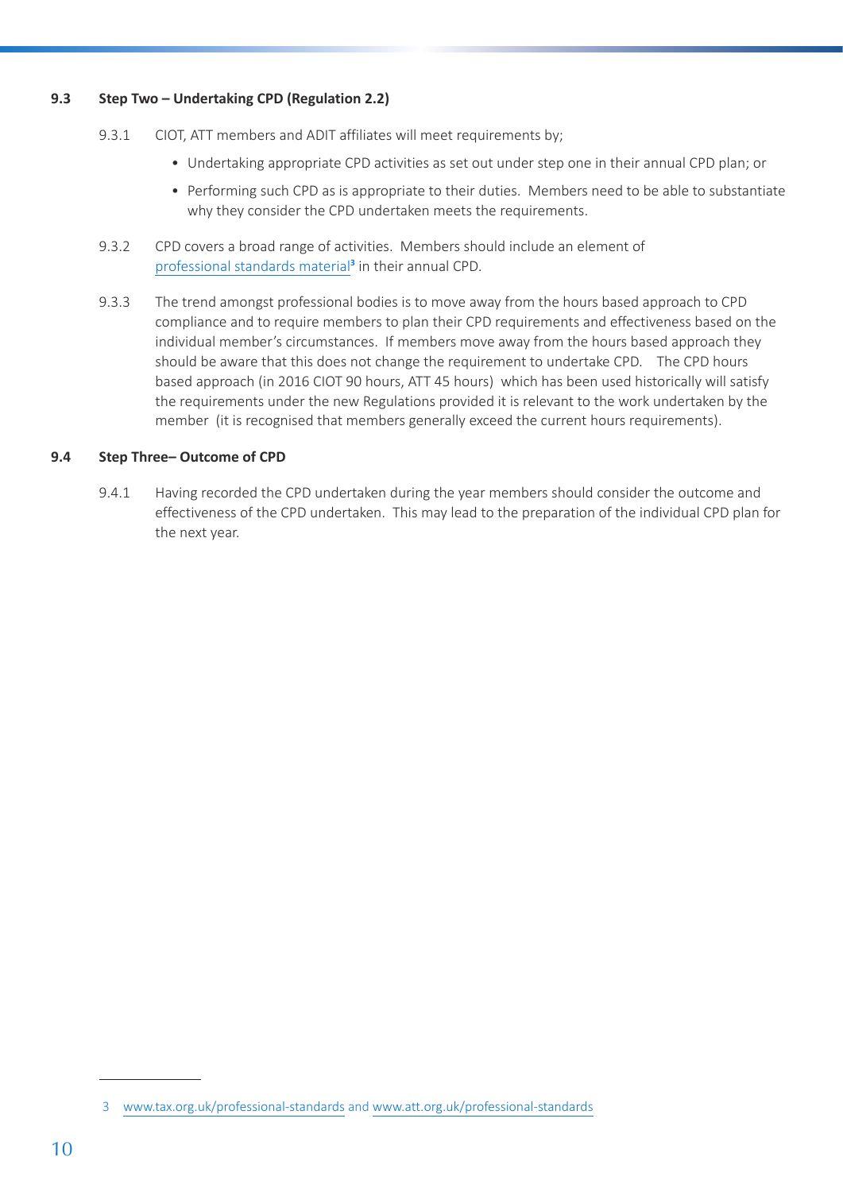### 9.3 Step Two – Undertaking CPD (Regulation 2.2)

9.3.1 CIOT, ATT members and ADIT affiliates will meet requirements by;

- Undertaking appropriate CPD activities as set out under step one in their annual CPD plan; or
- Performing such CPD as is appropriate to their duties. Members need to be able to substantiate why they consider the CPD undertaken meets the requirements.

9.3.2 CPD covers a broad range of activities. Members should include an element of professional standards material[3] in their annual CPD.

9.3.3 The trend amongst professional bodies is to move away from the hours based approach to CPD compliance and to require members to plan their CPD requirements and effectiveness based on the individual member's circumstances. If members move away from the hours based approach they should be aware that this does not change the requirement to undertake CPD. The CPD hours based approach (in 2016 CIOT 90 hours, ATT 45 hours) which has been used historically will satisfy the requirements under the new Regulations provided it is relevant to the work undertaken by the member (it is recognised that members generally exceed the current hours requirements).

### 9.4 Step Three– Outcome of CPD

9.4.1 Having recorded the CPD undertaken during the year members should consider the outcome and effectiveness of the CPD undertaken. This may lead to the preparation of the individual CPD plan for the next year.

---

3 www.tax.org.uk/professional-standards and www.att.org.uk/professional-standards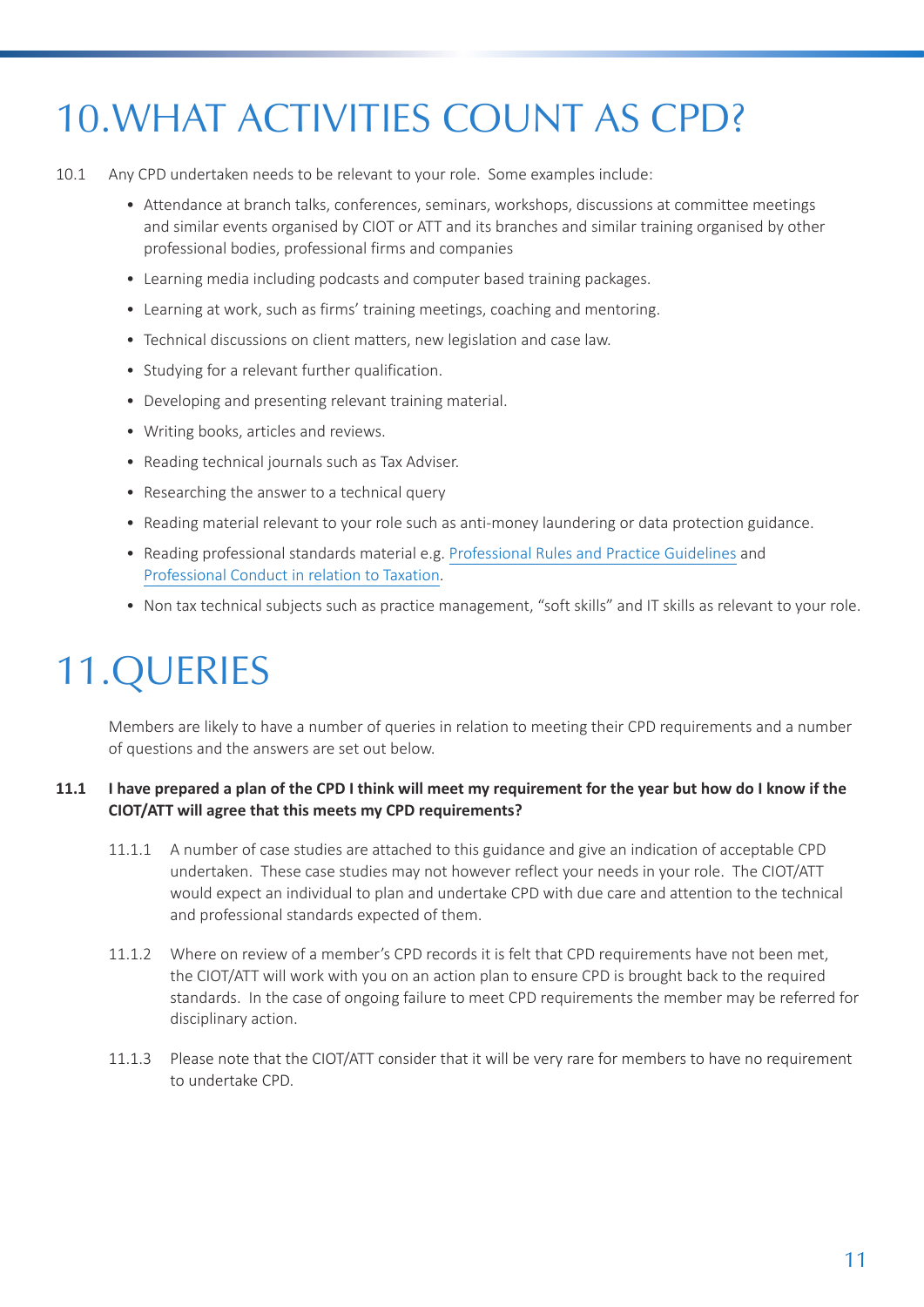# 10.WHAT ACTIVITIES COUNT AS CPD?

10.1 Any CPD undertaken needs to be relevant to your role. Some examples include:

- Attendance at branch talks, conferences, seminars, workshops, discussions at committee meetings and similar events organised by CIOT or ATT and its branches and similar training organised by other professional bodies, professional firms and companies
- Learning media including podcasts and computer based training packages.
- Learning at work, such as firms' training meetings, coaching and mentoring.
- Technical discussions on client matters, new legislation and case law.
- Studying for a relevant further qualification.
- Developing and presenting relevant training material.
- Writing books, articles and reviews.
- Reading technical journals such as Tax Adviser.
- Researching the answer to a technical query
- Reading material relevant to your role such as anti-money laundering or data protection guidance.
- Reading professional standards material e.g. Professional Rules and Practice Guidelines and Professional Conduct in relation to Taxation.
- Non tax technical subjects such as practice management, "soft skills" and IT skills as relevant to your role.

# 11.QUERIES

Members are likely to have a number of queries in relation to meeting their CPD requirements and a number of questions and the answers are set out below.

**11.1 I have prepared a plan of the CPD I think will meet my requirement for the year but how do I know if the CIOT/ATT will agree that this meets my CPD requirements?**

11.1.1 A number of case studies are attached to this guidance and give an indication of acceptable CPD undertaken. These case studies may not however reflect your needs in your role. The CIOT/ATT would expect an individual to plan and undertake CPD with due care and attention to the technical and professional standards expected of them.

11.1.2 Where on review of a member's CPD records it is felt that CPD requirements have not been met, the CIOT/ATT will work with you on an action plan to ensure CPD is brought back to the required standards. In the case of ongoing failure to meet CPD requirements the member may be referred for disciplinary action.

11.1.3 Please note that the CIOT/ATT consider that it will be very rare for members to have no requirement to undertake CPD.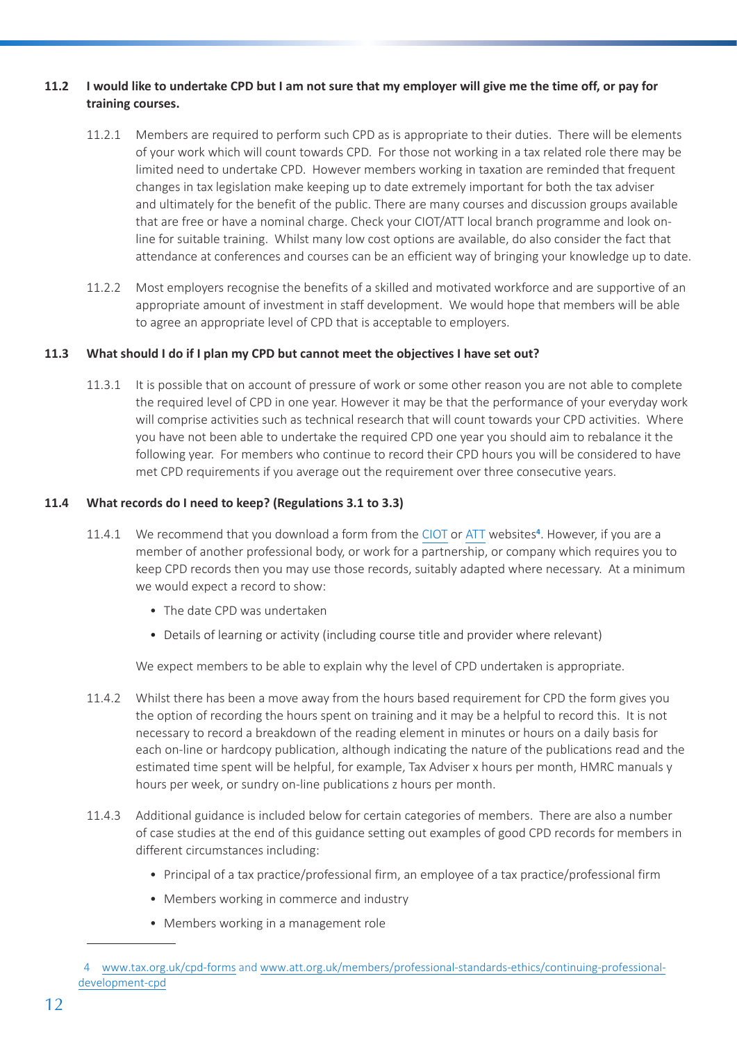### 11.2 I would like to undertake CPD but I am not sure that my employer will give me the time off, or pay for training courses.

11.2.1 Members are required to perform such CPD as is appropriate to their duties. There will be elements of your work which will count towards CPD. For those not working in a tax related role there may be limited need to undertake CPD. However members working in taxation are reminded that frequent changes in tax legislation make keeping up to date extremely important for both the tax adviser and ultimately for the benefit of the public. There are many courses and discussion groups available that are free or have a nominal charge. Check your CIOT/ATT local branch programme and look on-line for suitable training. Whilst many low cost options are available, do also consider the fact that attendance at conferences and courses can be an efficient way of bringing your knowledge up to date.

11.2.2 Most employers recognise the benefits of a skilled and motivated workforce and are supportive of an appropriate amount of investment in staff development. We would hope that members will be able to agree an appropriate level of CPD that is acceptable to employers.

### 11.3 What should I do if I plan my CPD but cannot meet the objectives I have set out?

11.3.1 It is possible that on account of pressure of work or some other reason you are not able to complete the required level of CPD in one year. However it may be that the performance of your everyday work will comprise activities such as technical research that will count towards your CPD activities. Where you have not been able to undertake the required CPD one year you should aim to rebalance it the following year. For members who continue to record their CPD hours you will be considered to have met CPD requirements if you average out the requirement over three consecutive years.

### 11.4 What records do I need to keep? (Regulations 3.1 to 3.3)

11.4.1 We recommend that you download a form from the CIOT or ATT websites[4]. However, if you are a member of another professional body, or work for a partnership, or company which requires you to keep CPD records then you may use those records, suitably adapted where necessary. At a minimum we would expect a record to show:

- The date CPD was undertaken
- Details of learning or activity (including course title and provider where relevant)

We expect members to be able to explain why the level of CPD undertaken is appropriate.

11.4.2 Whilst there has been a move away from the hours based requirement for CPD the form gives you the option of recording the hours spent on training and it may be a helpful to record this. It is not necessary to record a breakdown of the reading element in minutes or hours on a daily basis for each on-line or hardcopy publication, although indicating the nature of the publications read and the estimated time spent will be helpful, for example, Tax Adviser x hours per month, HMRC manuals y hours per week, or sundry on-line publications z hours per month.

11.4.3 Additional guidance is included below for certain categories of members. There are also a number of case studies at the end of this guidance setting out examples of good CPD records for members in different circumstances including:

- Principal of a tax practice/professional firm, an employee of a tax practice/professional firm
- Members working in commerce and industry
- Members working in a management role

---

4 www.tax.org.uk/cpd-forms and www.att.org.uk/members/professional-standards-ethics/continuing-professional-development-cpd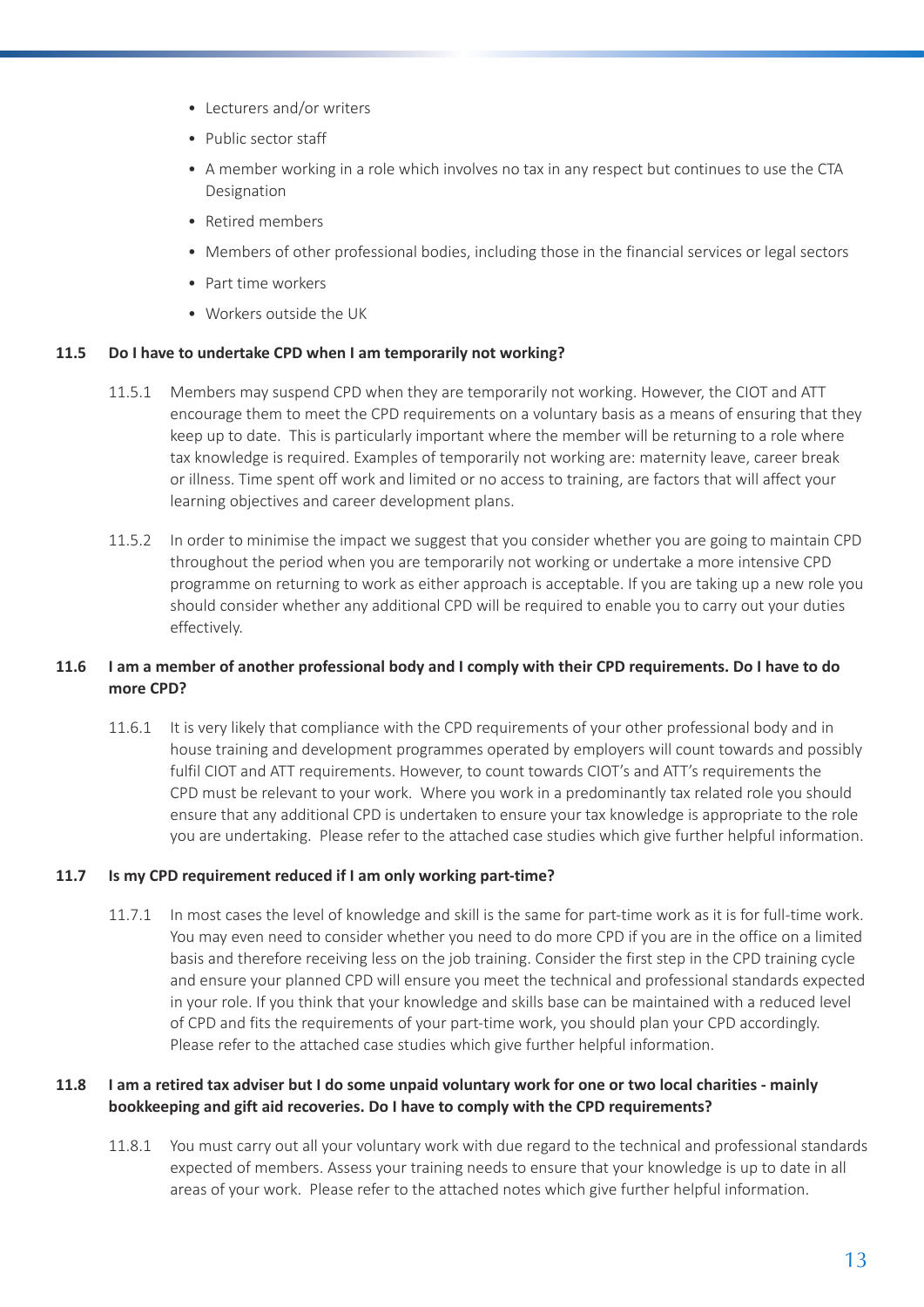- Lecturers and/or writers
- Public sector staff
- A member working in a role which involves no tax in any respect but continues to use the CTA Designation
- Retired members
- Members of other professional bodies, including those in the financial services or legal sectors
- Part time workers
- Workers outside the UK

### 11.5 Do I have to undertake CPD when I am temporarily not working?

11.5.1 Members may suspend CPD when they are temporarily not working. However, the CIOT and ATT encourage them to meet the CPD requirements on a voluntary basis as a means of ensuring that they keep up to date. This is particularly important where the member will be returning to a role where tax knowledge is required. Examples of temporarily not working are: maternity leave, career break or illness. Time spent off work and limited or no access to training, are factors that will affect your learning objectives and career development plans.

11.5.2 In order to minimise the impact we suggest that you consider whether you are going to maintain CPD throughout the period when you are temporarily not working or undertake a more intensive CPD programme on returning to work as either approach is acceptable. If you are taking up a new role you should consider whether any additional CPD will be required to enable you to carry out your duties effectively.

### 11.6 I am a member of another professional body and I comply with their CPD requirements. Do I have to do more CPD?

11.6.1 It is very likely that compliance with the CPD requirements of your other professional body and in house training and development programmes operated by employers will count towards and possibly fulfil CIOT and ATT requirements. However, to count towards CIOT's and ATT's requirements the CPD must be relevant to your work. Where you work in a predominantly tax related role you should ensure that any additional CPD is undertaken to ensure your tax knowledge is appropriate to the role you are undertaking. Please refer to the attached case studies which give further helpful information.

### 11.7 Is my CPD requirement reduced if I am only working part-time?

11.7.1 In most cases the level of knowledge and skill is the same for part-time work as it is for full-time work. You may even need to consider whether you need to do more CPD if you are in the office on a limited basis and therefore receiving less on the job training. Consider the first step in the CPD training cycle and ensure your planned CPD will ensure you meet the technical and professional standards expected in your role. If you think that your knowledge and skills base can be maintained with a reduced level of CPD and fits the requirements of your part-time work, you should plan your CPD accordingly. Please refer to the attached case studies which give further helpful information.

### 11.8 I am a retired tax adviser but I do some unpaid voluntary work for one or two local charities - mainly bookkeeping and gift aid recoveries. Do I have to comply with the CPD requirements?

11.8.1 You must carry out all your voluntary work with due regard to the technical and professional standards expected of members. Assess your training needs to ensure that your knowledge is up to date in all areas of your work. Please refer to the attached notes which give further helpful information.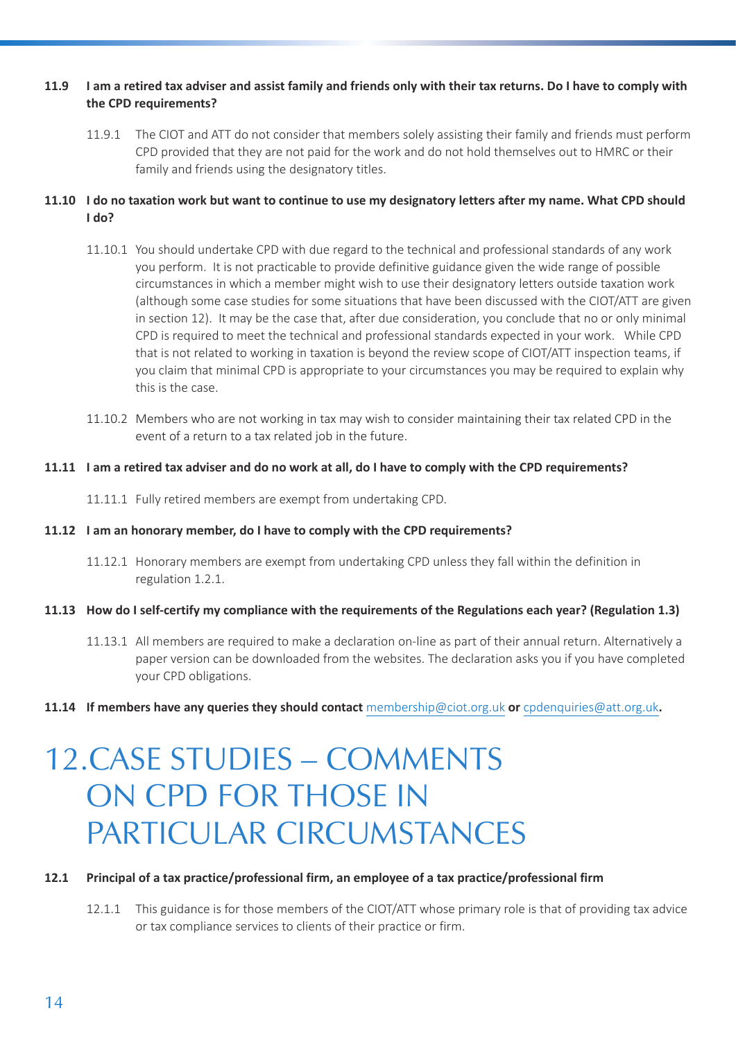**11.9 I am a retired tax adviser and assist family and friends only with their tax returns. Do I have to comply with the CPD requirements?**

11.9.1 The CIOT and ATT do not consider that members solely assisting their family and friends must perform CPD provided that they are not paid for the work and do not hold themselves out to HMRC or their family and friends using the designatory titles.

**11.10 I do no taxation work but want to continue to use my designatory letters after my name. What CPD should I do?**

11.10.1 You should undertake CPD with due regard to the technical and professional standards of any work you perform. It is not practicable to provide definitive guidance given the wide range of possible circumstances in which a member might wish to use their designatory letters outside taxation work (although some case studies for some situations that have been discussed with the CIOT/ATT are given in section 12). It may be the case that, after due consideration, you conclude that no or only minimal CPD is required to meet the technical and professional standards expected in your work. While CPD that is not related to working in taxation is beyond the review scope of CIOT/ATT inspection teams, if you claim that minimal CPD is appropriate to your circumstances you may be required to explain why this is the case.

11.10.2 Members who are not working in tax may wish to consider maintaining their tax related CPD in the event of a return to a tax related job in the future.

**11.11 I am a retired tax adviser and do no work at all, do I have to comply with the CPD requirements?**

11.11.1 Fully retired members are exempt from undertaking CPD.

**11.12 I am an honorary member, do I have to comply with the CPD requirements?**

11.12.1 Honorary members are exempt from undertaking CPD unless they fall within the definition in regulation 1.2.1.

**11.13 How do I self-certify my compliance with the requirements of the Regulations each year? (Regulation 1.3)**

11.13.1 All members are required to make a declaration on-line as part of their annual return. Alternatively a paper version can be downloaded from the websites. The declaration asks you if you have completed your CPD obligations.

**11.14 If members have any queries they should contact** membership@ciot.org.uk **or** cpdenquiries@att.org.uk**.**

# 12. CASE STUDIES – COMMENTS ON CPD FOR THOSE IN PARTICULAR CIRCUMSTANCES

**12.1 Principal of a tax practice/professional firm, an employee of a tax practice/professional firm**

12.1.1 This guidance is for those members of the CIOT/ATT whose primary role is that of providing tax advice or tax compliance services to clients of their practice or firm.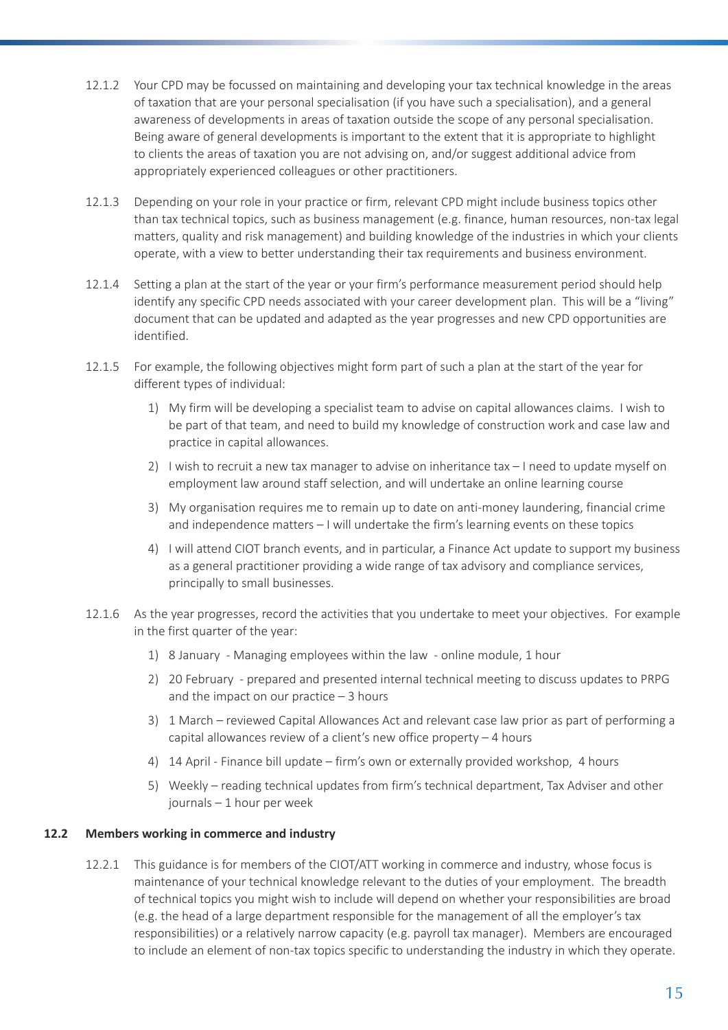12.1.2 Your CPD may be focussed on maintaining and developing your tax technical knowledge in the areas of taxation that are your personal specialisation (if you have such a specialisation), and a general awareness of developments in areas of taxation outside the scope of any personal specialisation. Being aware of general developments is important to the extent that it is appropriate to highlight to clients the areas of taxation you are not advising on, and/or suggest additional advice from appropriately experienced colleagues or other practitioners.

12.1.3 Depending on your role in your practice or firm, relevant CPD might include business topics other than tax technical topics, such as business management (e.g. finance, human resources, non-tax legal matters, quality and risk management) and building knowledge of the industries in which your clients operate, with a view to better understanding their tax requirements and business environment.

12.1.4 Setting a plan at the start of the year or your firm's performance measurement period should help identify any specific CPD needs associated with your career development plan. This will be a "living" document that can be updated and adapted as the year progresses and new CPD opportunities are identified.

12.1.5 For example, the following objectives might form part of such a plan at the start of the year for different types of individual:

1) My firm will be developing a specialist team to advise on capital allowances claims. I wish to be part of that team, and need to build my knowledge of construction work and case law and practice in capital allowances.
2) I wish to recruit a new tax manager to advise on inheritance tax – I need to update myself on employment law around staff selection, and will undertake an online learning course
3) My organisation requires me to remain up to date on anti-money laundering, financial crime and independence matters – I will undertake the firm's learning events on these topics
4) I will attend CIOT branch events, and in particular, a Finance Act update to support my business as a general practitioner providing a wide range of tax advisory and compliance services, principally to small businesses.

12.1.6 As the year progresses, record the activities that you undertake to meet your objectives. For example in the first quarter of the year:

1) 8 January - Managing employees within the law - online module, 1 hour
2) 20 February - prepared and presented internal technical meeting to discuss updates to PRPG and the impact on our practice – 3 hours
3) 1 March – reviewed Capital Allowances Act and relevant case law prior as part of performing a capital allowances review of a client's new office property – 4 hours
4) 14 April - Finance bill update – firm's own or externally provided workshop, 4 hours
5) Weekly – reading technical updates from firm's technical department, Tax Adviser and other journals – 1 hour per week

### 12.2 Members working in commerce and industry

12.2.1 This guidance is for members of the CIOT/ATT working in commerce and industry, whose focus is maintenance of your technical knowledge relevant to the duties of your employment. The breadth of technical topics you might wish to include will depend on whether your responsibilities are broad (e.g. the head of a large department responsible for the management of all the employer's tax responsibilities) or a relatively narrow capacity (e.g. payroll tax manager). Members are encouraged to include an element of non-tax topics specific to understanding the industry in which they operate.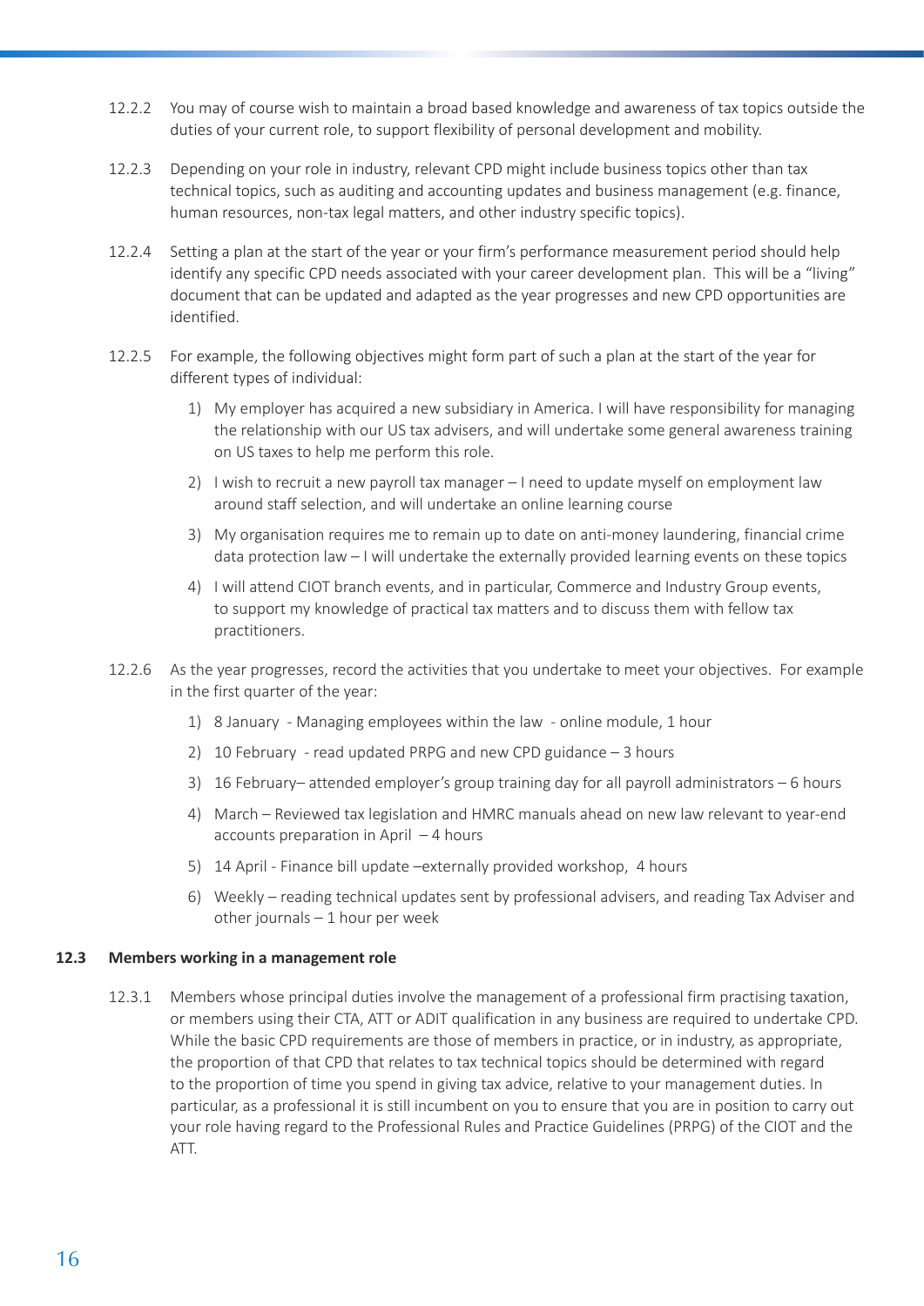12.2.2 You may of course wish to maintain a broad based knowledge and awareness of tax topics outside the duties of your current role, to support flexibility of personal development and mobility.

12.2.3 Depending on your role in industry, relevant CPD might include business topics other than tax technical topics, such as auditing and accounting updates and business management (e.g. finance, human resources, non-tax legal matters, and other industry specific topics).

12.2.4 Setting a plan at the start of the year or your firm's performance measurement period should help identify any specific CPD needs associated with your career development plan. This will be a "living" document that can be updated and adapted as the year progresses and new CPD opportunities are identified.

12.2.5 For example, the following objectives might form part of such a plan at the start of the year for different types of individual:

1) My employer has acquired a new subsidiary in America. I will have responsibility for managing the relationship with our US tax advisers, and will undertake some general awareness training on US taxes to help me perform this role.
2) I wish to recruit a new payroll tax manager – I need to update myself on employment law around staff selection, and will undertake an online learning course
3) My organisation requires me to remain up to date on anti-money laundering, financial crime data protection law – I will undertake the externally provided learning events on these topics
4) I will attend CIOT branch events, and in particular, Commerce and Industry Group events, to support my knowledge of practical tax matters and to discuss them with fellow tax practitioners.

12.2.6 As the year progresses, record the activities that you undertake to meet your objectives. For example in the first quarter of the year:

1) 8 January - Managing employees within the law - online module, 1 hour
2) 10 February - read updated PRPG and new CPD guidance – 3 hours
3) 16 February– attended employer's group training day for all payroll administrators – 6 hours
4) March – Reviewed tax legislation and HMRC manuals ahead on new law relevant to year-end accounts preparation in April – 4 hours
5) 14 April - Finance bill update –externally provided workshop, 4 hours
6) Weekly – reading technical updates sent by professional advisers, and reading Tax Adviser and other journals – 1 hour per week

### 12.3 Members working in a management role

12.3.1 Members whose principal duties involve the management of a professional firm practising taxation, or members using their CTA, ATT or ADIT qualification in any business are required to undertake CPD. While the basic CPD requirements are those of members in practice, or in industry, as appropriate, the proportion of that CPD that relates to tax technical topics should be determined with regard to the proportion of time you spend in giving tax advice, relative to your management duties. In particular, as a professional it is still incumbent on you to ensure that you are in position to carry out your role having regard to the Professional Rules and Practice Guidelines (PRPG) of the CIOT and the ATT.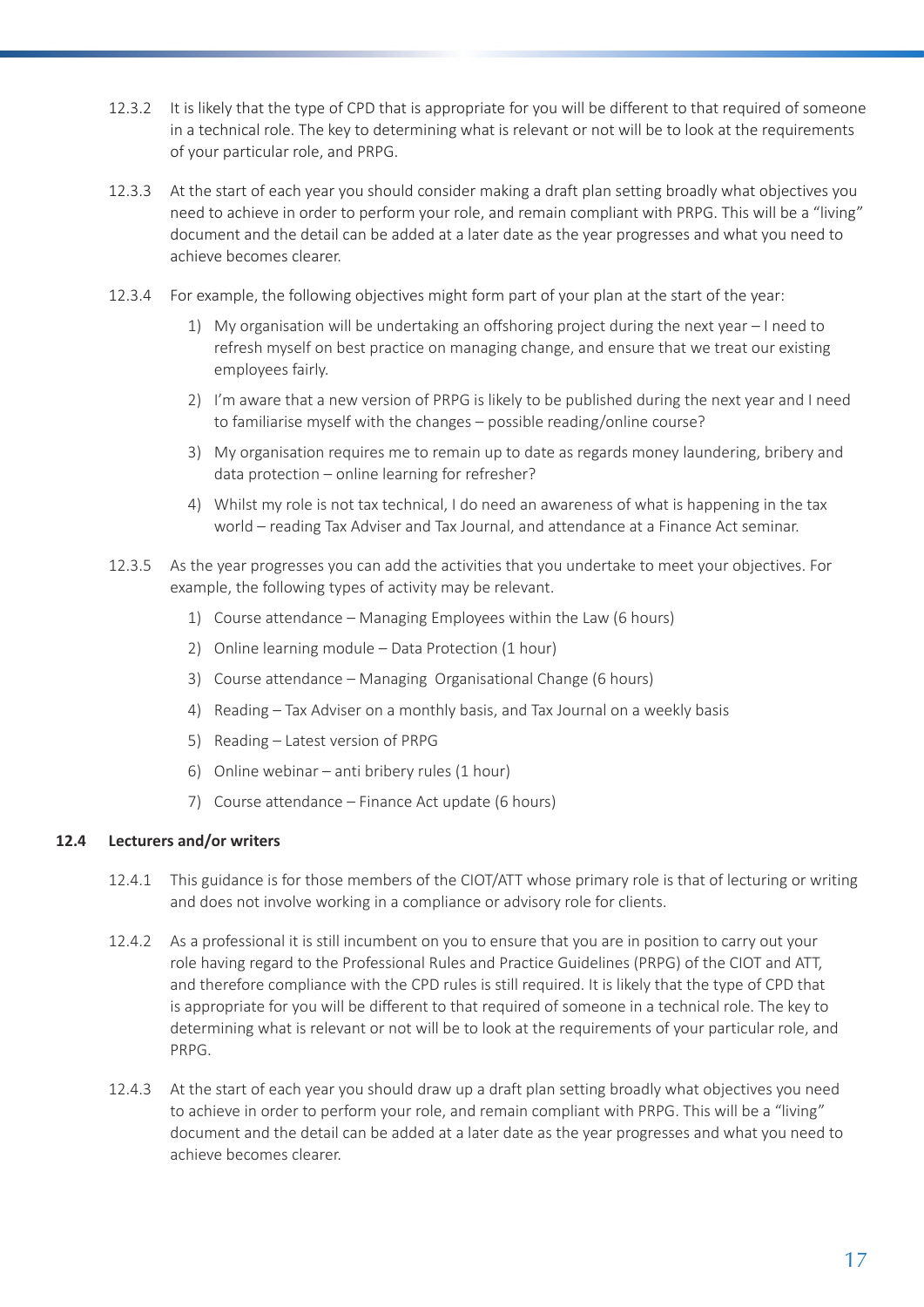12.3.2 It is likely that the type of CPD that is appropriate for you will be different to that required of someone in a technical role. The key to determining what is relevant or not will be to look at the requirements of your particular role, and PRPG.

12.3.3 At the start of each year you should consider making a draft plan setting broadly what objectives you need to achieve in order to perform your role, and remain compliant with PRPG. This will be a "living" document and the detail can be added at a later date as the year progresses and what you need to achieve becomes clearer.

12.3.4 For example, the following objectives might form part of your plan at the start of the year:

1) My organisation will be undertaking an offshoring project during the next year – I need to refresh myself on best practice on managing change, and ensure that we treat our existing employees fairly.
2) I'm aware that a new version of PRPG is likely to be published during the next year and I need to familiarise myself with the changes – possible reading/online course?
3) My organisation requires me to remain up to date as regards money laundering, bribery and data protection – online learning for refresher?
4) Whilst my role is not tax technical, I do need an awareness of what is happening in the tax world – reading Tax Adviser and Tax Journal, and attendance at a Finance Act seminar.

12.3.5 As the year progresses you can add the activities that you undertake to meet your objectives. For example, the following types of activity may be relevant.

1) Course attendance – Managing Employees within the Law (6 hours)
2) Online learning module – Data Protection (1 hour)
3) Course attendance – Managing Organisational Change (6 hours)
4) Reading – Tax Adviser on a monthly basis, and Tax Journal on a weekly basis
5) Reading – Latest version of PRPG
6) Online webinar – anti bribery rules (1 hour)
7) Course attendance – Finance Act update (6 hours)

### 12.4 Lecturers and/or writers

12.4.1 This guidance is for those members of the CIOT/ATT whose primary role is that of lecturing or writing and does not involve working in a compliance or advisory role for clients.

12.4.2 As a professional it is still incumbent on you to ensure that you are in position to carry out your role having regard to the Professional Rules and Practice Guidelines (PRPG) of the CIOT and ATT, and therefore compliance with the CPD rules is still required. It is likely that the type of CPD that is appropriate for you will be different to that required of someone in a technical role. The key to determining what is relevant or not will be to look at the requirements of your particular role, and PRPG.

12.4.3 At the start of each year you should draw up a draft plan setting broadly what objectives you need to achieve in order to perform your role, and remain compliant with PRPG. This will be a "living" document and the detail can be added at a later date as the year progresses and what you need to achieve becomes clearer.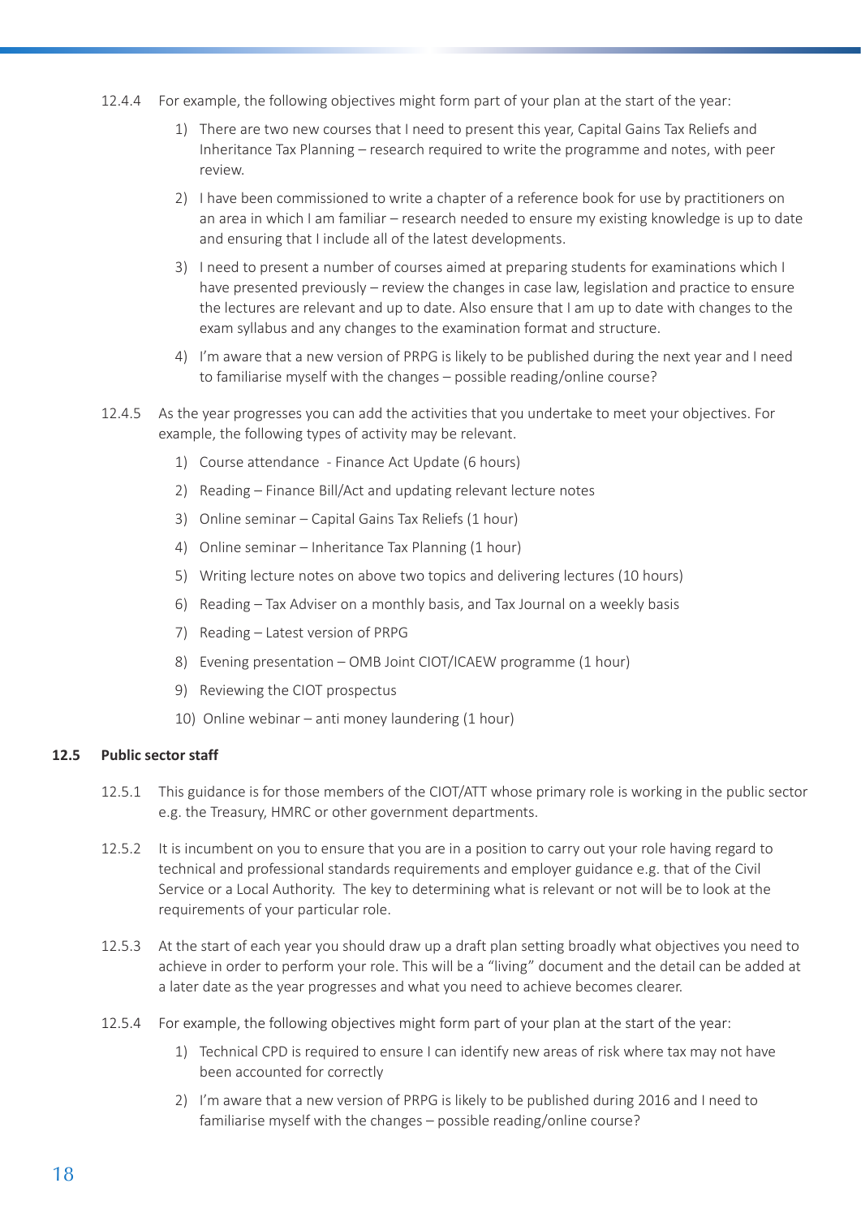12.4.4 For example, the following objectives might form part of your plan at the start of the year:

1) There are two new courses that I need to present this year, Capital Gains Tax Reliefs and Inheritance Tax Planning – research required to write the programme and notes, with peer review.
2) I have been commissioned to write a chapter of a reference book for use by practitioners on an area in which I am familiar – research needed to ensure my existing knowledge is up to date and ensuring that I include all of the latest developments.
3) I need to present a number of courses aimed at preparing students for examinations which I have presented previously – review the changes in case law, legislation and practice to ensure the lectures are relevant and up to date. Also ensure that I am up to date with changes to the exam syllabus and any changes to the examination format and structure.
4) I'm aware that a new version of PRPG is likely to be published during the next year and I need to familiarise myself with the changes – possible reading/online course?

12.4.5 As the year progresses you can add the activities that you undertake to meet your objectives. For example, the following types of activity may be relevant.

1) Course attendance - Finance Act Update (6 hours)
2) Reading – Finance Bill/Act and updating relevant lecture notes
3) Online seminar – Capital Gains Tax Reliefs (1 hour)
4) Online seminar – Inheritance Tax Planning (1 hour)
5) Writing lecture notes on above two topics and delivering lectures (10 hours)
6) Reading – Tax Adviser on a monthly basis, and Tax Journal on a weekly basis
7) Reading – Latest version of PRPG
8) Evening presentation – OMB Joint CIOT/ICAEW programme (1 hour)
9) Reviewing the CIOT prospectus
10) Online webinar – anti money laundering (1 hour)

### 12.5 Public sector staff

12.5.1 This guidance is for those members of the CIOT/ATT whose primary role is working in the public sector e.g. the Treasury, HMRC or other government departments.

12.5.2 It is incumbent on you to ensure that you are in a position to carry out your role having regard to technical and professional standards requirements and employer guidance e.g. that of the Civil Service or a Local Authority. The key to determining what is relevant or not will be to look at the requirements of your particular role.

12.5.3 At the start of each year you should draw up a draft plan setting broadly what objectives you need to achieve in order to perform your role. This will be a "living" document and the detail can be added at a later date as the year progresses and what you need to achieve becomes clearer.

12.5.4 For example, the following objectives might form part of your plan at the start of the year:

1) Technical CPD is required to ensure I can identify new areas of risk where tax may not have been accounted for correctly
2) I'm aware that a new version of PRPG is likely to be published during 2016 and I need to familiarise myself with the changes – possible reading/online course?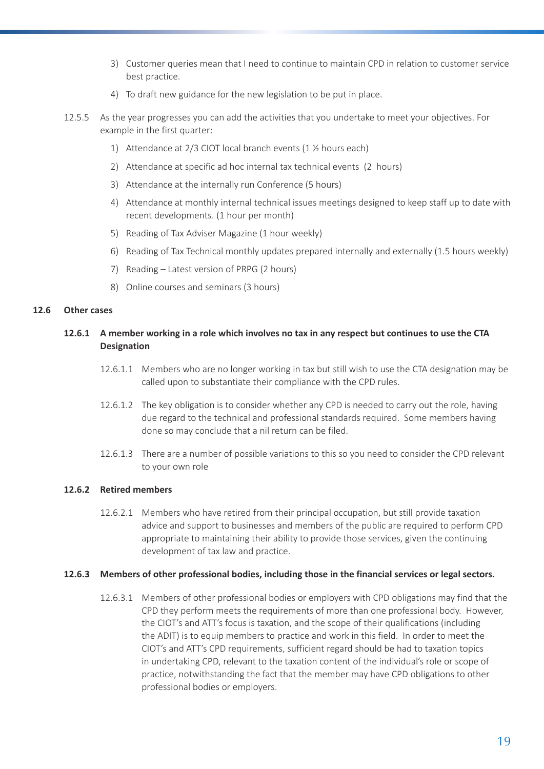3) Customer queries mean that I need to continue to maintain CPD in relation to customer service best practice.

4) To draft new guidance for the new legislation to be put in place.

12.5.5 As the year progresses you can add the activities that you undertake to meet your objectives. For example in the first quarter:

1) Attendance at 2/3 CIOT local branch events (1 ½ hours each)
2) Attendance at specific ad hoc internal tax technical events (2 hours)
3) Attendance at the internally run Conference (5 hours)
4) Attendance at monthly internal technical issues meetings designed to keep staff up to date with recent developments. (1 hour per month)
5) Reading of Tax Adviser Magazine (1 hour weekly)
6) Reading of Tax Technical monthly updates prepared internally and externally (1.5 hours weekly)
7) Reading – Latest version of PRPG (2 hours)
8) Online courses and seminars (3 hours)

## 12.6 Other cases

### 12.6.1 A member working in a role which involves no tax in any respect but continues to use the CTA Designation

12.6.1.1 Members who are no longer working in tax but still wish to use the CTA designation may be called upon to substantiate their compliance with the CPD rules.

12.6.1.2 The key obligation is to consider whether any CPD is needed to carry out the role, having due regard to the technical and professional standards required. Some members having done so may conclude that a nil return can be filed.

12.6.1.3 There are a number of possible variations to this so you need to consider the CPD relevant to your own role

### 12.6.2 Retired members

12.6.2.1 Members who have retired from their principal occupation, but still provide taxation advice and support to businesses and members of the public are required to perform CPD appropriate to maintaining their ability to provide those services, given the continuing development of tax law and practice.

### 12.6.3 Members of other professional bodies, including those in the financial services or legal sectors.

12.6.3.1 Members of other professional bodies or employers with CPD obligations may find that the CPD they perform meets the requirements of more than one professional body. However, the CIOT's and ATT's focus is taxation, and the scope of their qualifications (including the ADIT) is to equip members to practice and work in this field. In order to meet the CIOT's and ATT's CPD requirements, sufficient regard should be had to taxation topics in undertaking CPD, relevant to the taxation content of the individual's role or scope of practice, notwithstanding the fact that the member may have CPD obligations to other professional bodies or employers.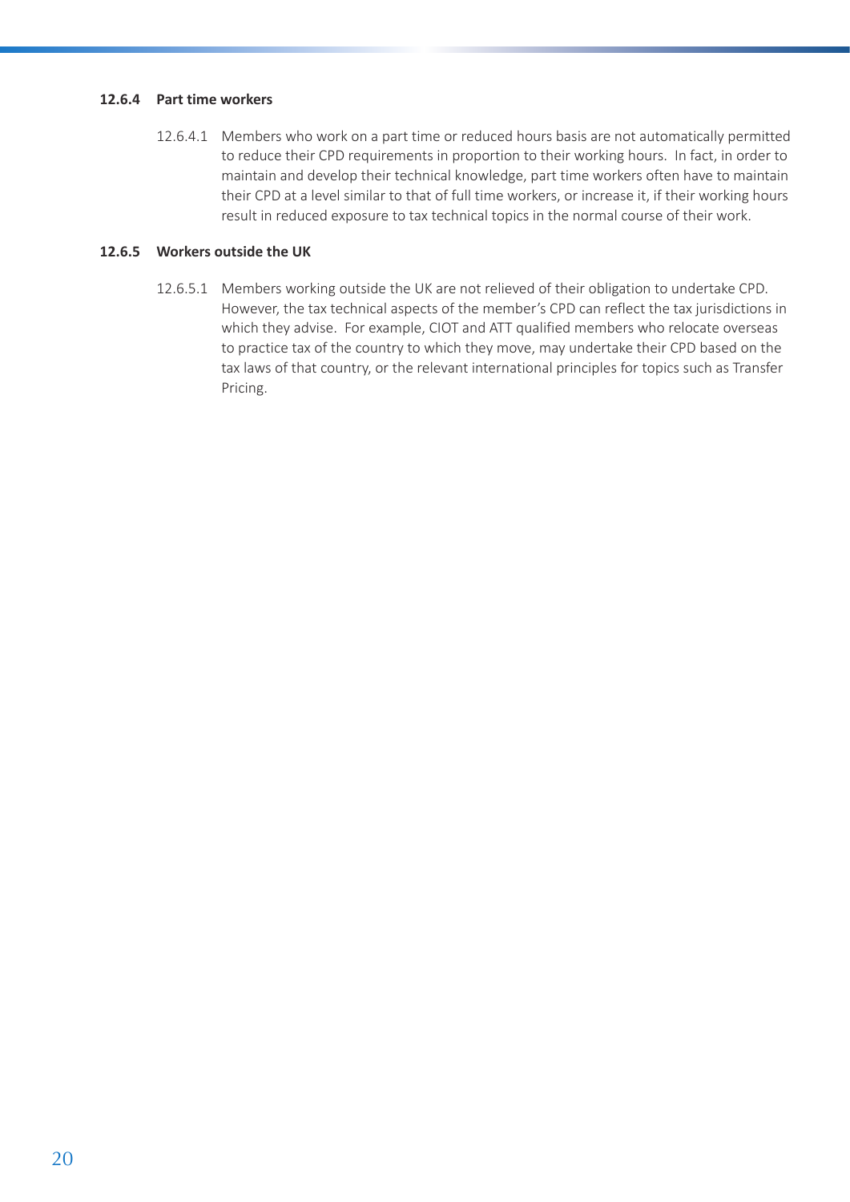#### 12.6.4 Part time workers

12.6.4.1 Members who work on a part time or reduced hours basis are not automatically permitted to reduce their CPD requirements in proportion to their working hours. In fact, in order to maintain and develop their technical knowledge, part time workers often have to maintain their CPD at a level similar to that of full time workers, or increase it, if their working hours result in reduced exposure to tax technical topics in the normal course of their work.

#### 12.6.5 Workers outside the UK

12.6.5.1 Members working outside the UK are not relieved of their obligation to undertake CPD. However, the tax technical aspects of the member's CPD can reflect the tax jurisdictions in which they advise. For example, CIOT and ATT qualified members who relocate overseas to practice tax of the country to which they move, may undertake their CPD based on the tax laws of that country, or the relevant international principles for topics such as Transfer Pricing.